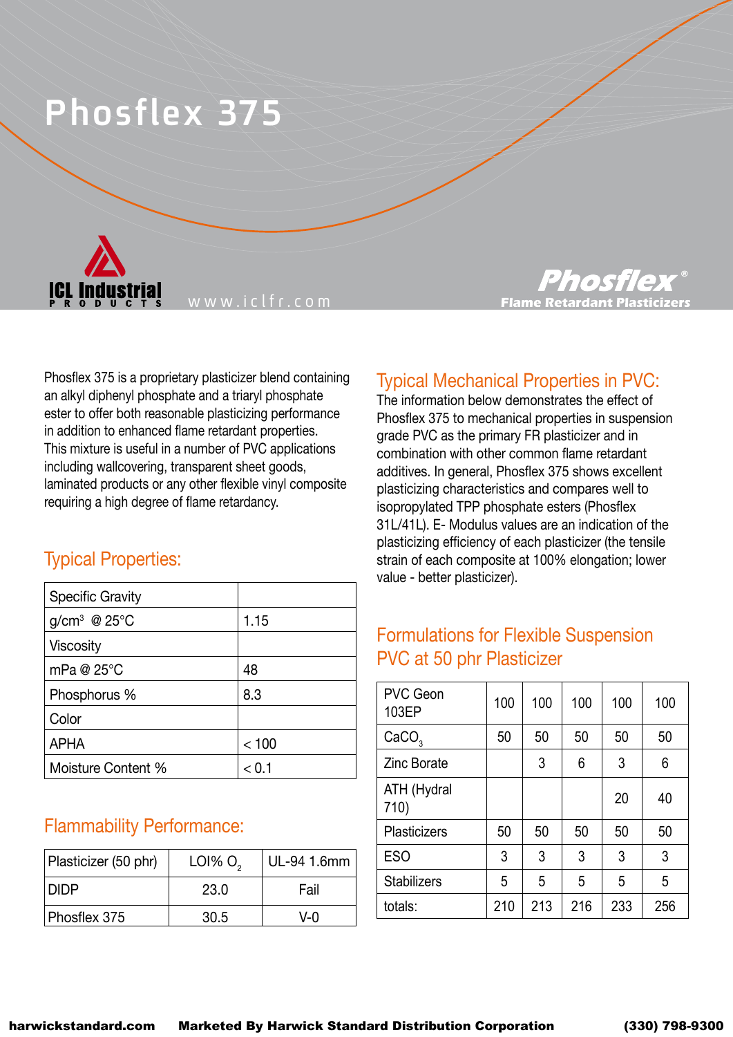# Phosflex 375

ICL Industrial PRODUCTS www.iclfr.com

Phosflex® Flame Retardant Plasticizers

Phosflex 375 is a proprietary plasticizer blend containing an alkyl diphenyl phosphate and a triaryl phosphate ester to offer both reasonable plasticizing performance in addition to enhanced flame retardant properties. This mixture is useful in a number of PVC applications including wallcovering, transparent sheet goods, laminated products or any other flexible vinyl composite requiring a high degree of flame retardancy.

## Typical Properties:

| | |
|---|---|
| Specific Gravity | |
| g/cm$^3$ @ 25°C | 1.15 |
| Viscosity | |
| mPa @ 25°C | 48 |
| Phosphorus % | 8.3 |
| Color | |
| APHA | < 100 |
| Moisture Content % | < 0.1 |

## Flammability Performance:

| Plasticizer (50 phr) | LOI% $O_2$ | UL-94 1.6mm |
|---|---|---|
| DIDP | 23.0 | Fail |
| Phosflex 375 | 30.5 | V-0 |

## Typical Mechanical Properties in PVC:

The information below demonstrates the effect of Phosflex 375 to mechanical properties in suspension grade PVC as the primary FR plasticizer and in combination with other common flame retardant additives. In general, Phosflex 375 shows excellent plasticizing characteristics and compares well to isopropylated TPP phosphate esters (Phosflex 31L/41L). E- Modulus values are an indication of the plasticizing efficiency of each plasticizer (the tensile strain of each composite at 100% elongation; lower value - better plasticizer).

## Formulations for Flexible Suspension PVC at 50 phr Plasticizer

| PVC Geon 103EP | 100 | 100 | 100 | 100 | 100 |
|---|---|---|---|---|---|
| $CaCO_3$ | 50 | 50 | 50 | 50 | 50 |
| Zinc Borate | | 3 | 6 | 3 | 6 |
| ATH (Hydral 710) | | | | 20 | 40 |
| Plasticizers | 50 | 50 | 50 | 50 | 50 |
| ESO | 3 | 3 | 3 | 3 | 3 |
| Stabilizers | 5 | 5 | 5 | 5 | 5 |
| totals: | 210 | 213 | 216 | 233 | 256 |

harwickstandard.com Marketed By Harwick Standard Distribution Corporation (330) 798-9300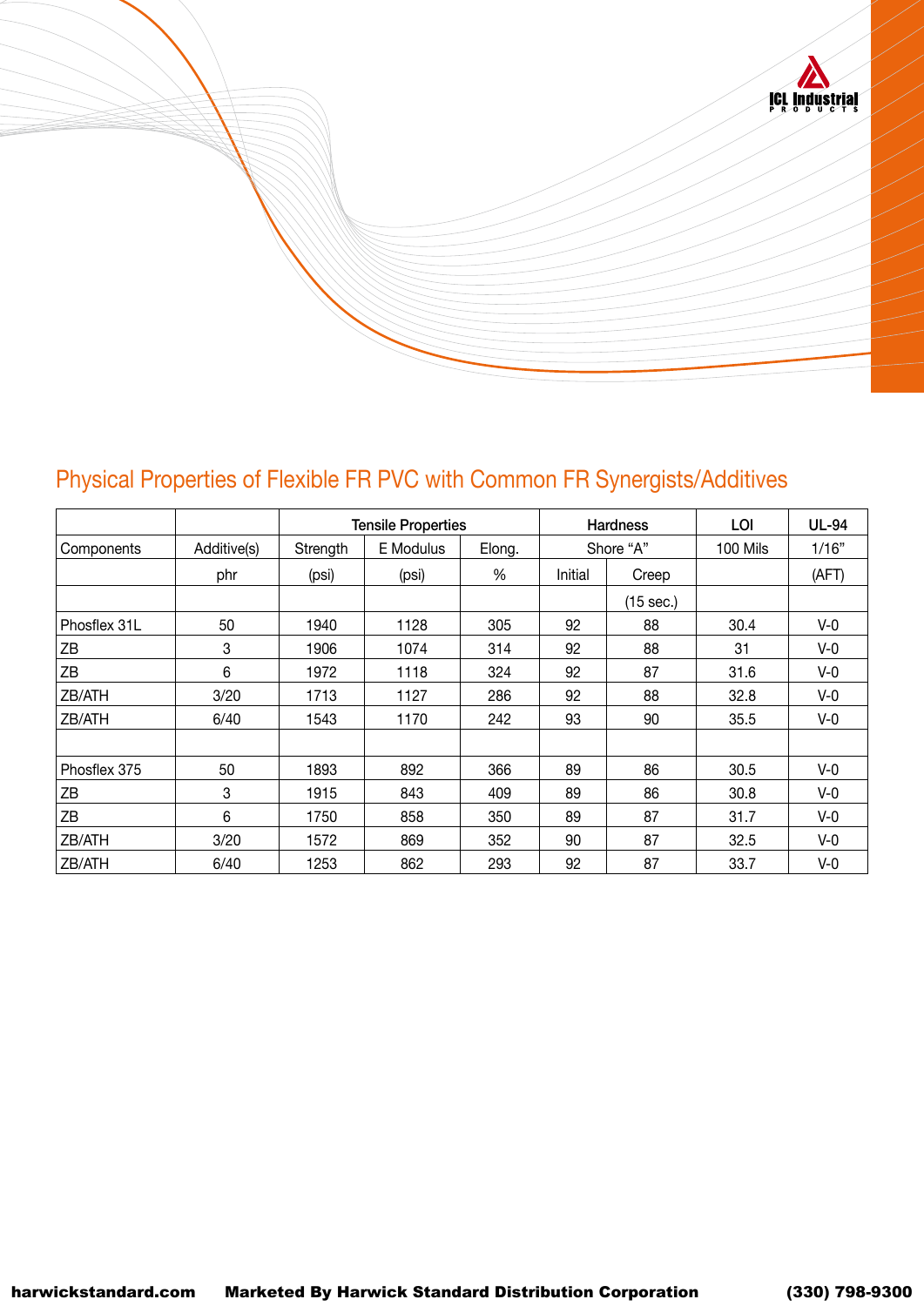## Physical Properties of Flexible FR PVC with Common FR Synergists/Additives

| | | Tensile Properties | | | Hardness | | LOI | UL-94 |
|---|---|---|---|---|---|---|---|---|
| Components | Additive(s) | Strength | E Modulus | Elong. | Shore "A" | | 100 Mils | 1/16" |
| | phr | (psi) | (psi) | % | Initial | Creep | | (AFT) |
| | | | | | | (15 sec.) | | |
| Phosflex 31L | 50 | 1940 | 1128 | 305 | 92 | 88 | 30.4 | V-0 |
| ZB | 3 | 1906 | 1074 | 314 | 92 | 88 | 31 | V-0 |
| ZB | 6 | 1972 | 1118 | 324 | 92 | 87 | 31.6 | V-0 |
| ZB/ATH | 3/20 | 1713 | 1127 | 286 | 92 | 88 | 32.8 | V-0 |
| ZB/ATH | 6/40 | 1543 | 1170 | 242 | 93 | 90 | 35.5 | V-0 |
| | | | | | | | | |
| Phosflex 375 | 50 | 1893 | 892 | 366 | 89 | 86 | 30.5 | V-0 |
| ZB | 3 | 1915 | 843 | 409 | 89 | 86 | 30.8 | V-0 |
| ZB | 6 | 1750 | 858 | 350 | 89 | 87 | 31.7 | V-0 |
| ZB/ATH | 3/20 | 1572 | 869 | 352 | 90 | 87 | 32.5 | V-0 |
| ZB/ATH | 6/40 | 1253 | 862 | 293 | 92 | 87 | 33.7 | V-0 |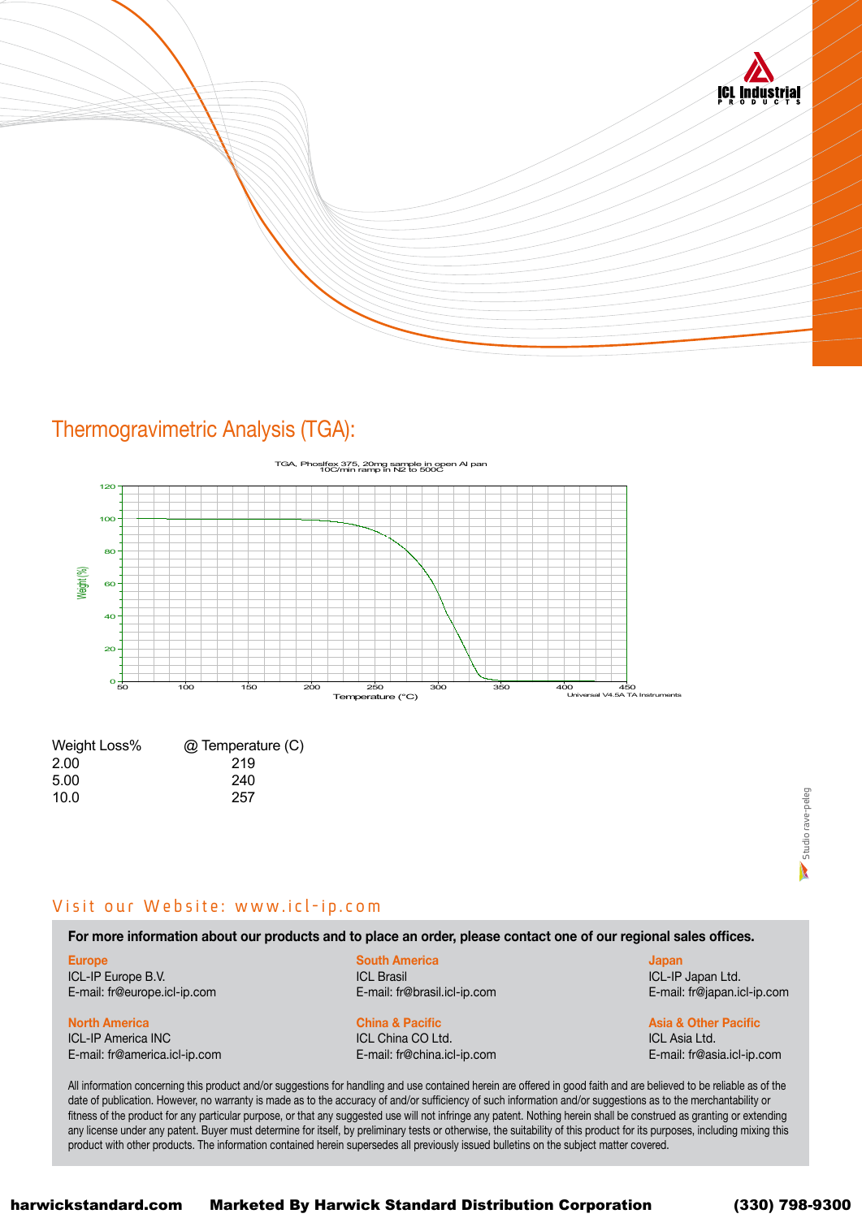ICL Industrial PRODUCTS

## Thermogravimetric Analysis (TGA):

TGA, Phoslfex 375, 20mg sample in open Al pan
10C/min ramp in N2 to 500C

Weight (%)

120
100
80
60
40
20
0

50 100 150 200 250 300 350 400 450

Temperature (°C)

Universal V4.5A TA Instruments

| Weight Loss% | @ Temperature (C) |
|---|---|
| 2.00 | 219 |
| 5.00 | 240 |
| 10.0 | 257 |

Studio rave-peleg

Visit our Website: www.icl-ip.com

**For more information about our products and to place an order, please contact one of our regional sales offices.**

**Europe**
ICL-IP Europe B.V.
E-mail: fr@europe.icl-ip.com

**South America**
ICL Brasil
E-mail: fr@brasil.icl-ip.com

**Japan**
ICL-IP Japan Ltd.
E-mail: fr@japan.icl-ip.com

**North America**
ICL-IP America INC
E-mail: fr@america.icl-ip.com

**China & Pacific**
ICL China CO Ltd.
E-mail: fr@china.icl-ip.com

**Asia & Other Pacific**
ICL Asia Ltd.
E-mail: fr@asia.icl-ip.com

All information concerning this product and/or suggestions for handling and use contained herein are offered in good faith and are believed to be reliable as of the date of publication. However, no warranty is made as to the accuracy of and/or sufficiency of such information and/or suggestions as to the merchantability or fitness of the product for any particular purpose, or that any suggested use will not infringe any patent. Nothing herein shall be construed as granting or extending any license under any patent. Buyer must determine for itself, by preliminary tests or otherwise, the suitability of this product for its purposes, including mixing this product with other products. The information contained herein supersedes all previously issued bulletins on the subject matter covered.

**harwickstandard.com Marketed By Harwick Standard Distribution Corporation (330) 798-9300**